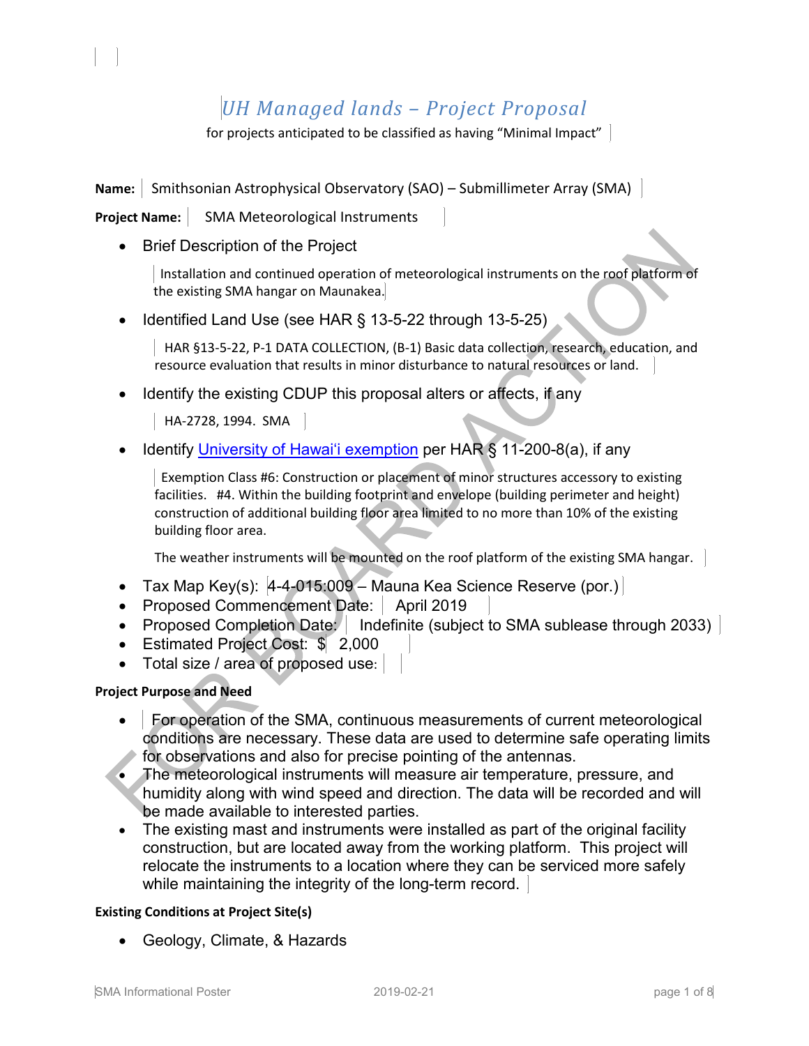# *UH Managed lands – Project Proposal*

for projects anticipated to be classified as having "Minimal Impact"

**Name:** Smithsonian Astrophysical Observatory (SAO) – Submillimeter Array (SMA)

**Project Name:** SMA Meteorological Instruments

- Brief Description of the Project

  Installation and continued operation of meteorological instruments on the roof platform of the existing SMA hangar on Maunakea.

- Identified Land Use (see HAR § 13-5-22 through 13-5-25)

  HAR §13-5-22, P-1 DATA COLLECTION, (B-1) Basic data collection, research, education, and resource evaluation that results in minor disturbance to natural resources or land.

- Identify the existing CDUP this proposal alters or affects, if any

  HA-2728, 1994. SMA

- Identify University of Hawaiʻi exemption per HAR § 11-200-8(a), if any

  Exemption Class #6: Construction or placement of minor structures accessory to existing facilities. #4. Within the building footprint and envelope (building perimeter and height) construction of additional building floor area limited to no more than 10% of the existing building floor area.

  The weather instruments will be mounted on the roof platform of the existing SMA hangar.

- Tax Map Key(s): 4-4-015:009 – Mauna Kea Science Reserve (por.)
- Proposed Commencement Date: April 2019
- Proposed Completion Date: Indefinite (subject to SMA sublease through 2033)
- Estimated Project Cost: $ 2,000
- Total size / area of proposed use:

**Project Purpose and Need**

- For operation of the SMA, continuous measurements of current meteorological conditions are necessary. These data are used to determine safe operating limits for observations and also for precise pointing of the antennas.
- The meteorological instruments will measure air temperature, pressure, and humidity along with wind speed and direction. The data will be recorded and will be made available to interested parties.
- The existing mast and instruments were installed as part of the original facility construction, but are located away from the working platform. This project will relocate the instruments to a location where they can be serviced more safely while maintaining the integrity of the long-term record.

**Existing Conditions at Project Site(s)**

- Geology, Climate, & Hazards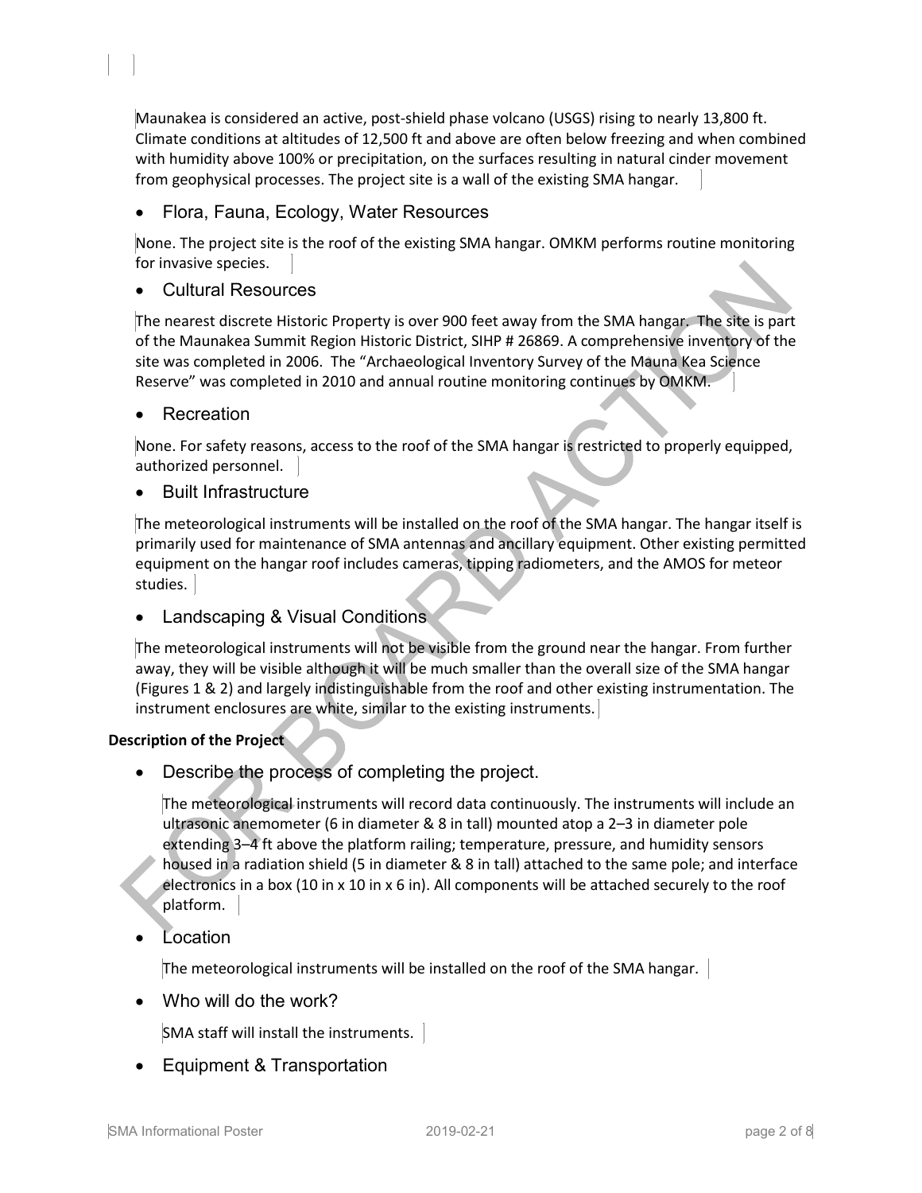Maunakea is considered an active, post-shield phase volcano (USGS) rising to nearly 13,800 ft. Climate conditions at altitudes of 12,500 ft and above are often below freezing and when combined with humidity above 100% or precipitation, on the surfaces resulting in natural cinder movement from geophysical processes. The project site is a wall of the existing SMA hangar.

- Flora, Fauna, Ecology, Water Resources

None. The project site is the roof of the existing SMA hangar. OMKM performs routine monitoring for invasive species.

- Cultural Resources

The nearest discrete Historic Property is over 900 feet away from the SMA hangar. The site is part of the Maunakea Summit Region Historic District, SIHP # 26869. A comprehensive inventory of the site was completed in 2006. The "Archaeological Inventory Survey of the Mauna Kea Science Reserve" was completed in 2010 and annual routine monitoring continues by OMKM.

- Recreation

None. For safety reasons, access to the roof of the SMA hangar is restricted to properly equipped, authorized personnel.

- Built Infrastructure

The meteorological instruments will be installed on the roof of the SMA hangar. The hangar itself is primarily used for maintenance of SMA antennas and ancillary equipment. Other existing permitted equipment on the hangar roof includes cameras, tipping radiometers, and the AMOS for meteor studies.

- Landscaping & Visual Conditions

The meteorological instruments will not be visible from the ground near the hangar. From further away, they will be visible although it will be much smaller than the overall size of the SMA hangar (Figures 1 & 2) and largely indistinguishable from the roof and other existing instrumentation. The instrument enclosures are white, similar to the existing instruments.

**Description of the Project**

- Describe the process of completing the project.

  The meteorological instruments will record data continuously. The instruments will include an ultrasonic anemometer (6 in diameter & 8 in tall) mounted atop a 2–3 in diameter pole extending 3–4 ft above the platform railing; temperature, pressure, and humidity sensors housed in a radiation shield (5 in diameter & 8 in tall) attached to the same pole; and interface electronics in a box (10 in x 10 in x 6 in). All components will be attached securely to the roof platform.

- Location

  The meteorological instruments will be installed on the roof of the SMA hangar.

- Who will do the work?

  SMA staff will install the instruments.

- Equipment & Transportation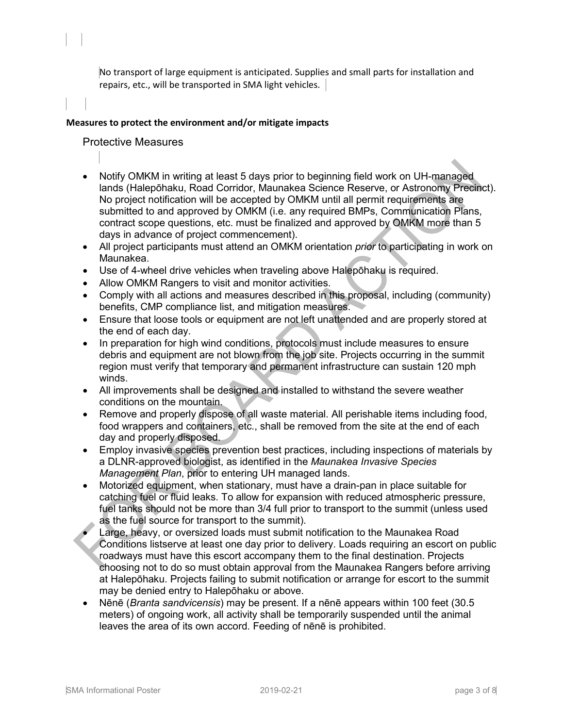No transport of large equipment is anticipated. Supplies and small parts for installation and repairs, etc., will be transported in SMA light vehicles.

**Measures to protect the environment and/or mitigate impacts**

## Protective Measures

- Notify OMKM in writing at least 5 days prior to beginning field work on UH-managed lands (Halepōhaku, Road Corridor, Maunakea Science Reserve, or Astronomy Precinct). No project notification will be accepted by OMKM until all permit requirements are submitted to and approved by OMKM (i.e. any required BMPs, Communication Plans, contract scope questions, etc. must be finalized and approved by OMKM more than 5 days in advance of project commencement).
- All project participants must attend an OMKM orientation *prior* to participating in work on Maunakea.
- Use of 4-wheel drive vehicles when traveling above Halepōhaku is required.
- Allow OMKM Rangers to visit and monitor activities.
- Comply with all actions and measures described in this proposal, including (community) benefits, CMP compliance list, and mitigation measures.
- Ensure that loose tools or equipment are not left unattended and are properly stored at the end of each day.
- In preparation for high wind conditions, protocols must include measures to ensure debris and equipment are not blown from the job site. Projects occurring in the summit region must verify that temporary and permanent infrastructure can sustain 120 mph winds.
- All improvements shall be designed and installed to withstand the severe weather conditions on the mountain.
- Remove and properly dispose of all waste material. All perishable items including food, food wrappers and containers, etc., shall be removed from the site at the end of each day and properly disposed.
- Employ invasive species prevention best practices, including inspections of materials by a DLNR-approved biologist, as identified in the *Maunakea Invasive Species Management Plan*, prior to entering UH managed lands.
- Motorized equipment, when stationary, must have a drain-pan in place suitable for catching fuel or fluid leaks. To allow for expansion with reduced atmospheric pressure, fuel tanks should not be more than 3/4 full prior to transport to the summit (unless used as the fuel source for transport to the summit).
- Large, heavy, or oversized loads must submit notification to the Maunakea Road Conditions listserve at least one day prior to delivery. Loads requiring an escort on public roadways must have this escort accompany them to the final destination. Projects choosing not to do so must obtain approval from the Maunakea Rangers before arriving at Halepōhaku. Projects failing to submit notification or arrange for escort to the summit may be denied entry to Halepōhaku or above.
- Nēnē (*Branta sandvicensis*) may be present. If a nēnē appears within 100 feet (30.5 meters) of ongoing work, all activity shall be temporarily suspended until the animal leaves the area of its own accord. Feeding of nēnē is prohibited.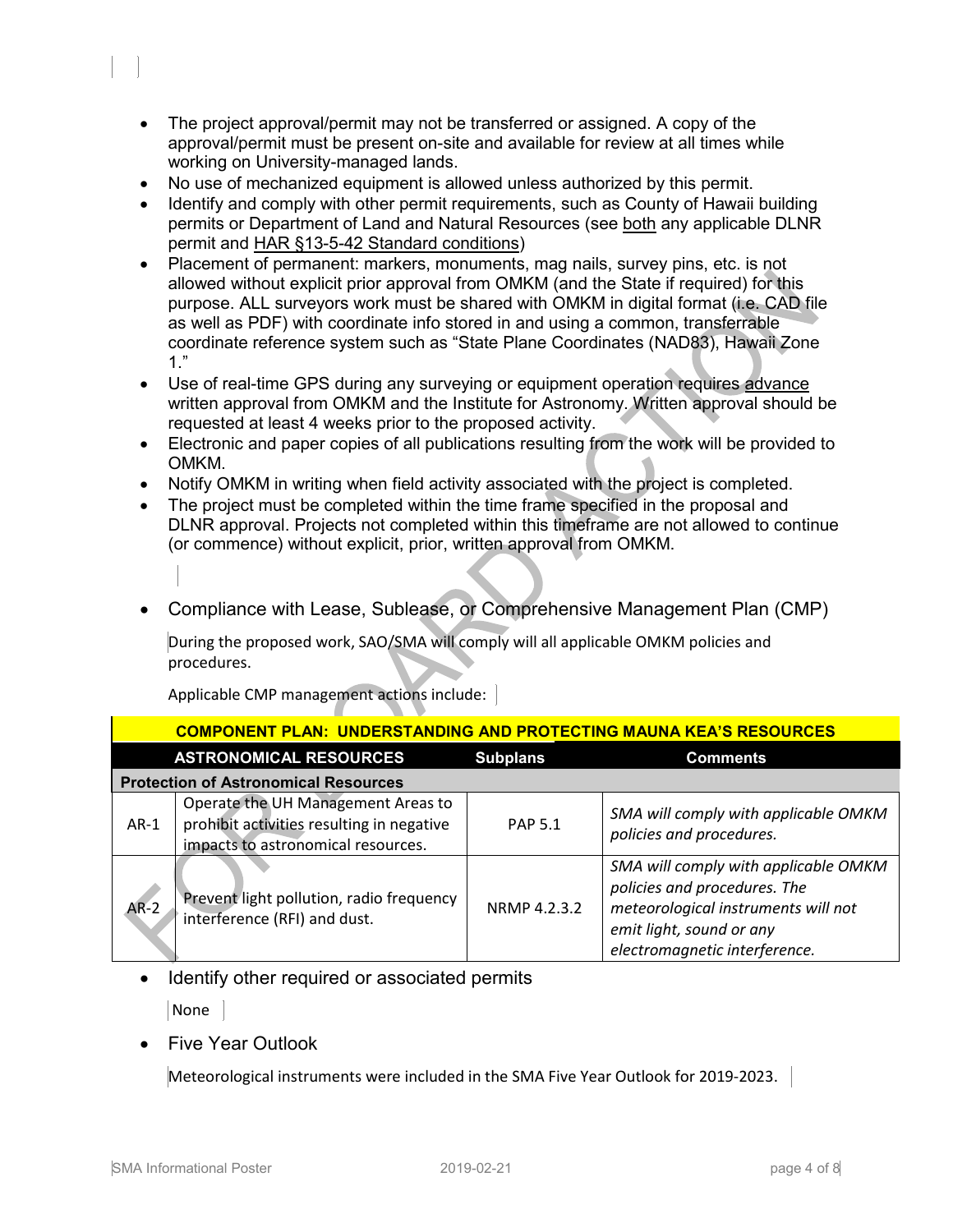- The project approval/permit may not be transferred or assigned. A copy of the approval/permit must be present on-site and available for review at all times while working on University-managed lands.
- No use of mechanized equipment is allowed unless authorized by this permit.
- Identify and comply with other permit requirements, such as County of Hawaii building permits or Department of Land and Natural Resources (see both any applicable DLNR permit and HAR §13-5-42 Standard conditions)
- Placement of permanent: markers, monuments, mag nails, survey pins, etc. is not allowed without explicit prior approval from OMKM (and the State if required) for this purpose. ALL surveyors work must be shared with OMKM in digital format (i.e. CAD file as well as PDF) with coordinate info stored in and using a common, transferrable coordinate reference system such as "State Plane Coordinates (NAD83), Hawaii Zone 1."
- Use of real-time GPS during any surveying or equipment operation requires advance written approval from OMKM and the Institute for Astronomy. Written approval should be requested at least 4 weeks prior to the proposed activity.
- Electronic and paper copies of all publications resulting from the work will be provided to OMKM.
- Notify OMKM in writing when field activity associated with the project is completed.
- The project must be completed within the time frame specified in the proposal and DLNR approval. Projects not completed within this timeframe are not allowed to continue (or commence) without explicit, prior, written approval from OMKM.

- Compliance with Lease, Sublease, or Comprehensive Management Plan (CMP)

  During the proposed work, SAO/SMA will comply will all applicable OMKM policies and procedures.

  Applicable CMP management actions include:

| COMPONENT PLAN: UNDERSTANDING AND PROTECTING MAUNA KEA'S RESOURCES | | | |
|---|---|---|---|
| **ASTRONOMICAL RESOURCES** | | **Subplans** | **Comments** |
| **Protection of Astronomical Resources** | | | |
| AR-1 | Operate the UH Management Areas to prohibit activities resulting in negative impacts to astronomical resources. | PAP 5.1 | *SMA will comply with applicable OMKM policies and procedures.* |
| AR-2 | Prevent light pollution, radio frequency interference (RFI) and dust. | NRMP 4.2.3.2 | *SMA will comply with applicable OMKM policies and procedures. The meteorological instruments will not emit light, sound or any electromagnetic interference.* |

- Identify other required or associated permits

  None

- Five Year Outlook

  Meteorological instruments were included in the SMA Five Year Outlook for 2019-2023.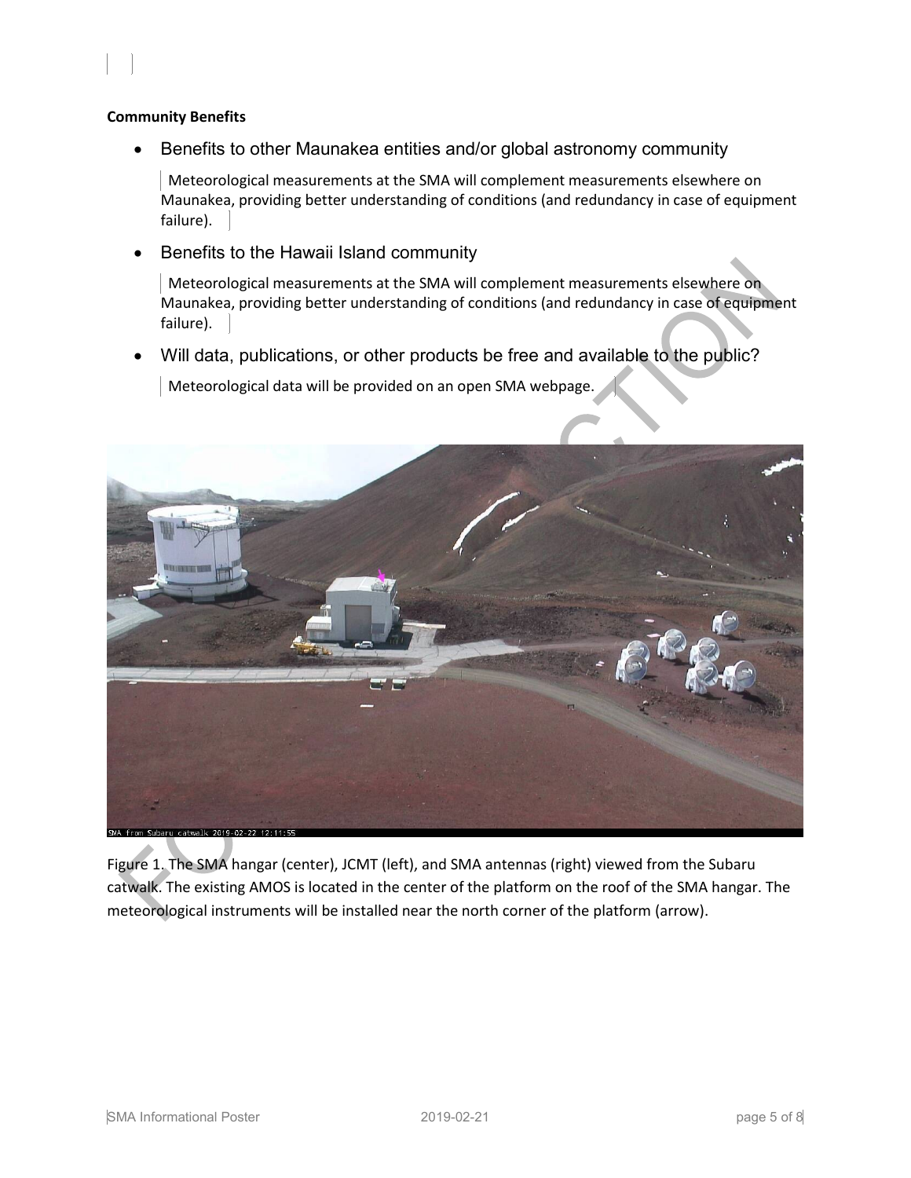**Community Benefits**

- Benefits to other Maunakea entities and/or global astronomy community

  Meteorological measurements at the SMA will complement measurements elsewhere on Maunakea, providing better understanding of conditions (and redundancy in case of equipment failure).

- Benefits to the Hawaii Island community

  Meteorological measurements at the SMA will complement measurements elsewhere on Maunakea, providing better understanding of conditions (and redundancy in case of equipment failure).

- Will data, publications, or other products be free and available to the public?

  Meteorological data will be provided on an open SMA webpage.

Figure 1. The SMA hangar (center), JCMT (left), and SMA antennas (right) viewed from the Subaru catwalk. The existing AMOS is located in the center of the platform on the roof of the SMA hangar. The meteorological instruments will be installed near the north corner of the platform (arrow).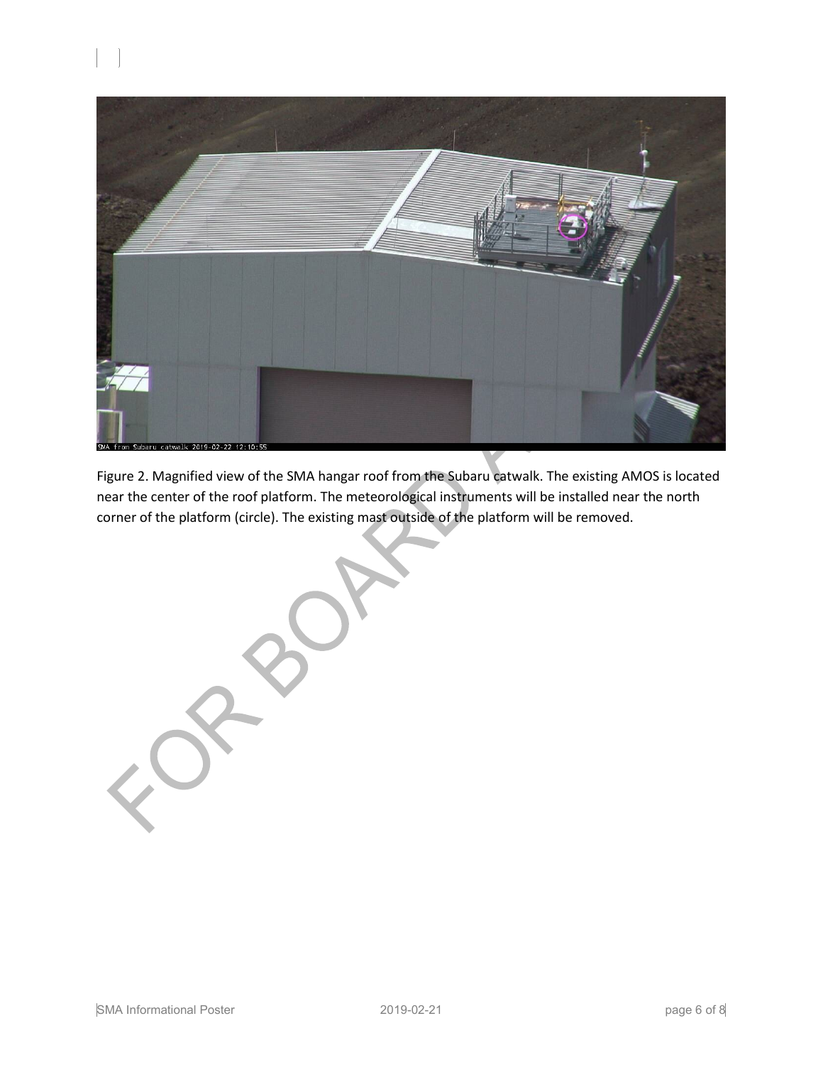Figure 2. Magnified view of the SMA hangar roof from the Subaru catwalk. The existing AMOS is located near the center of the roof platform. The meteorological instruments will be installed near the north corner of the platform (circle). The existing mast outside of the platform will be removed.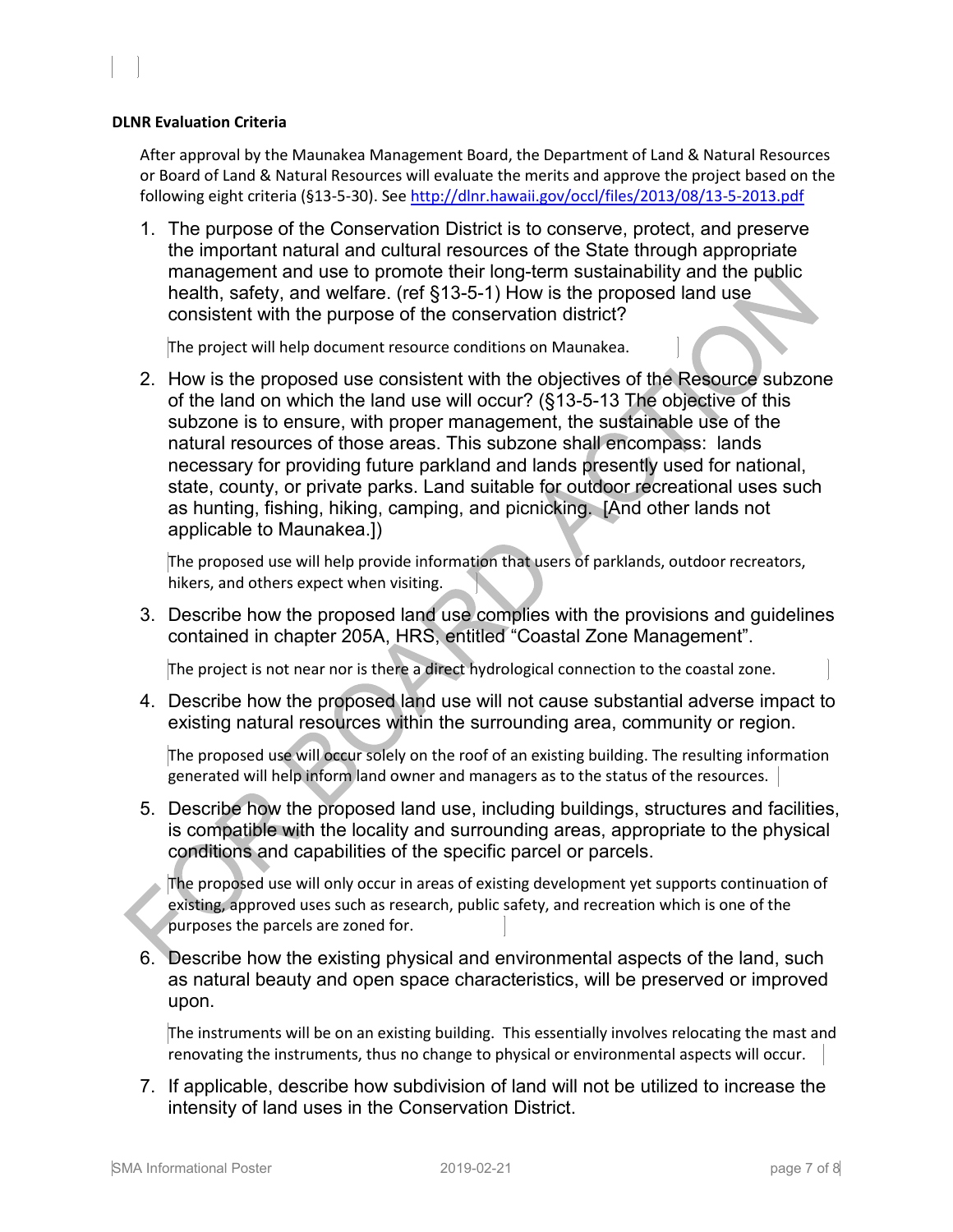**DLNR Evaluation Criteria**

After approval by the Maunakea Management Board, the Department of Land & Natural Resources or Board of Land & Natural Resources will evaluate the merits and approve the project based on the following eight criteria (§13-5-30). See http://dlnr.hawaii.gov/occl/files/2013/08/13-5-2013.pdf

1. The purpose of the Conservation District is to conserve, protect, and preserve the important natural and cultural resources of the State through appropriate management and use to promote their long-term sustainability and the public health, safety, and welfare. (ref §13-5-1) How is the proposed land use consistent with the purpose of the conservation district?

   The project will help document resource conditions on Maunakea.

2. How is the proposed use consistent with the objectives of the Resource subzone of the land on which the land use will occur? (§13-5-13 The objective of this subzone is to ensure, with proper management, the sustainable use of the natural resources of those areas. This subzone shall encompass: lands necessary for providing future parkland and lands presently used for national, state, county, or private parks. Land suitable for outdoor recreational uses such as hunting, fishing, hiking, camping, and picnicking. [And other lands not applicable to Maunakea.])

   The proposed use will help provide information that users of parklands, outdoor recreators, hikers, and others expect when visiting.

3. Describe how the proposed land use complies with the provisions and guidelines contained in chapter 205A, HRS, entitled "Coastal Zone Management".

   The project is not near nor is there a direct hydrological connection to the coastal zone.

4. Describe how the proposed land use will not cause substantial adverse impact to existing natural resources within the surrounding area, community or region.

   The proposed use will occur solely on the roof of an existing building. The resulting information generated will help inform land owner and managers as to the status of the resources.

5. Describe how the proposed land use, including buildings, structures and facilities, is compatible with the locality and surrounding areas, appropriate to the physical conditions and capabilities of the specific parcel or parcels.

   The proposed use will only occur in areas of existing development yet supports continuation of existing, approved uses such as research, public safety, and recreation which is one of the purposes the parcels are zoned for.

6. Describe how the existing physical and environmental aspects of the land, such as natural beauty and open space characteristics, will be preserved or improved upon.

   The instruments will be on an existing building. This essentially involves relocating the mast and renovating the instruments, thus no change to physical or environmental aspects will occur.

7. If applicable, describe how subdivision of land will not be utilized to increase the intensity of land uses in the Conservation District.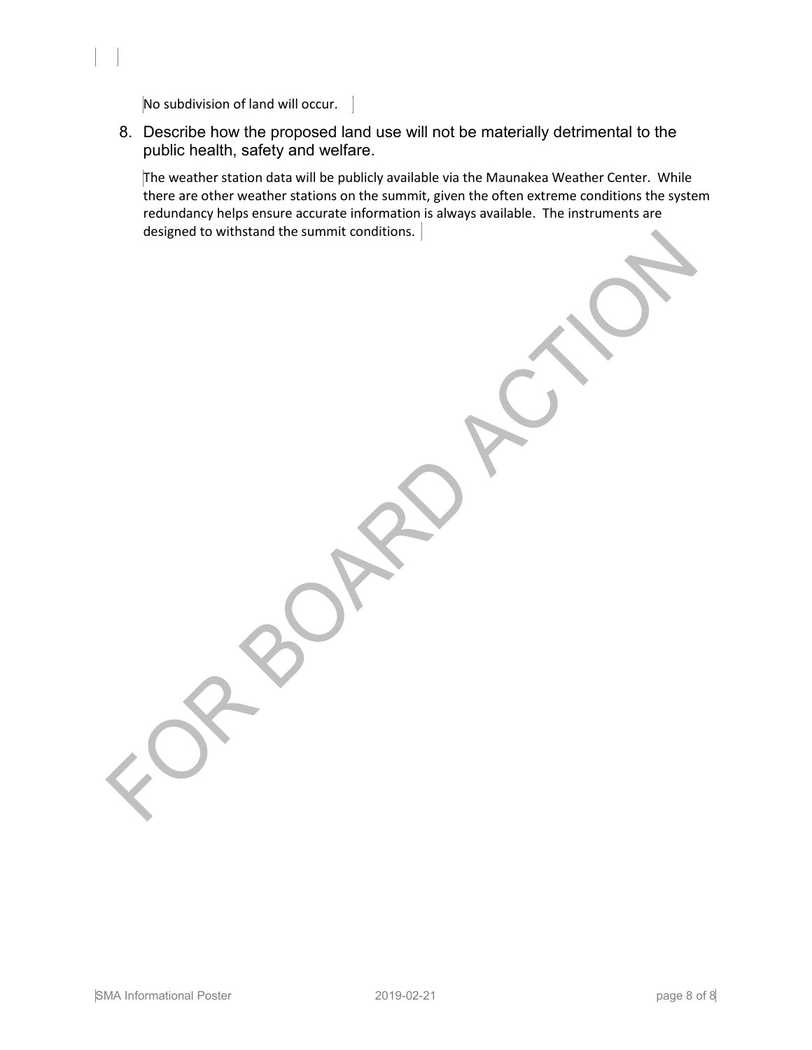No subdivision of land will occur.

8. Describe how the proposed land use will not be materially detrimental to the public health, safety and welfare.

   The weather station data will be publicly available via the Maunakea Weather Center. While there are other weather stations on the summit, given the often extreme conditions the system redundancy helps ensure accurate information is always available. The instruments are designed to withstand the summit conditions.

FOR BOARD ACTION